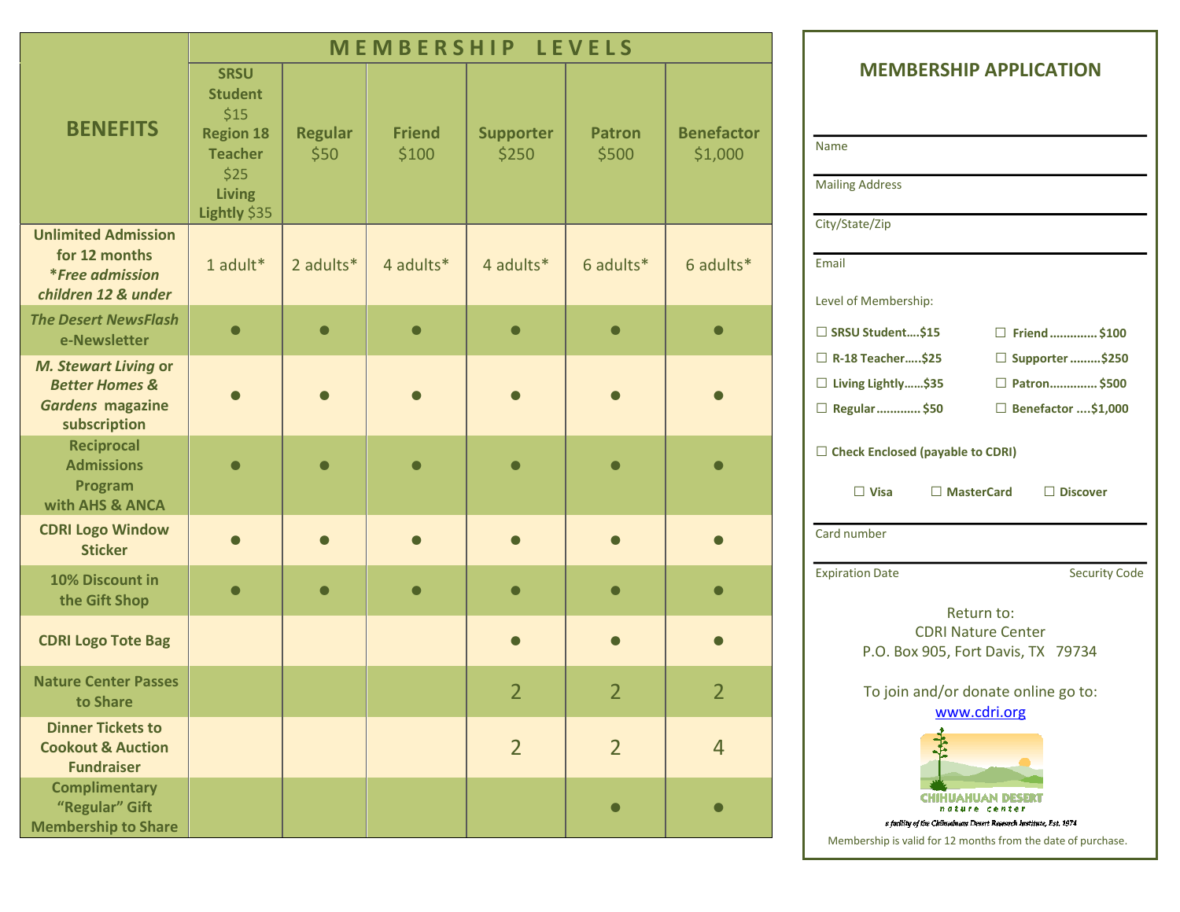| BENEFITS | MEMBERSHIP LEVELS | | | | | |
|---|---|---|---|---|---|---|
| | **SRSU Student** $15 **Region 18 Teacher** $25 **Living Lightly** $35 | **Regular** $50 | **Friend** $100 | **Supporter** $250 | **Patron** $500 | **Benefactor** $1,000 |
| **Unlimited Admission for 12 months** ***Free admission children 12 & under** | 1 adult* | 2 adults* | 4 adults* | 4 adults* | 6 adults* | 6 adults* |
| ***The Desert NewsFlash* e-Newsletter** | ● | ● | ● | ● | ● | ● |
| ***M. Stewart Living* or *Better Homes & Gardens* magazine subscription** | ● | ● | ● | ● | ● | ● |
| **Reciprocal Admissions Program with AHS & ANCA** | ● | ● | ● | ● | ● | ● |
| **CDRI Logo Window Sticker** | ● | ● | ● | ● | ● | ● |
| **10% Discount in the Gift Shop** | ● | ● | ● | ● | ● | ● |
| **CDRI Logo Tote Bag** | | | | ● | ● | ● |
| **Nature Center Passes to Share** | | | | 2 | 2 | 2 |
| **Dinner Tickets to Cookout & Auction Fundraiser** | | | | 2 | 2 | 4 |
| **Complimentary "Regular" Gift Membership to Share** | | | | | ● | ● |

## MEMBERSHIP APPLICATION

Name

Mailing Address

City/State/Zip

Email

Level of Membership:

- ☐ **SRSU Student….$15**
- ☐ **R-18 Teacher…..$25**
- ☐ **Living Lightly……$35**
- ☐ **Regular………… $50**
- ☐ **Friend…………. $100**
- ☐ **Supporter………$250**
- ☐ **Patron…………. $500**
- ☐ **Benefactor ….$1,000**

☐ **Check Enclosed (payable to CDRI)**

☐ **Visa** ☐ **MasterCard** ☐ **Discover**

Card number

Expiration Date Security Code

Return to:
CDRI Nature Center
P.O. Box 905, Fort Davis, TX 79734

To join and/or donate online go to:
www.cdri.org

CHIHUAHUAN DESERT nature center
a facility of the Chihuahuan Desert Research Institute, Est. 1974

Membership is valid for 12 months from the date of purchase.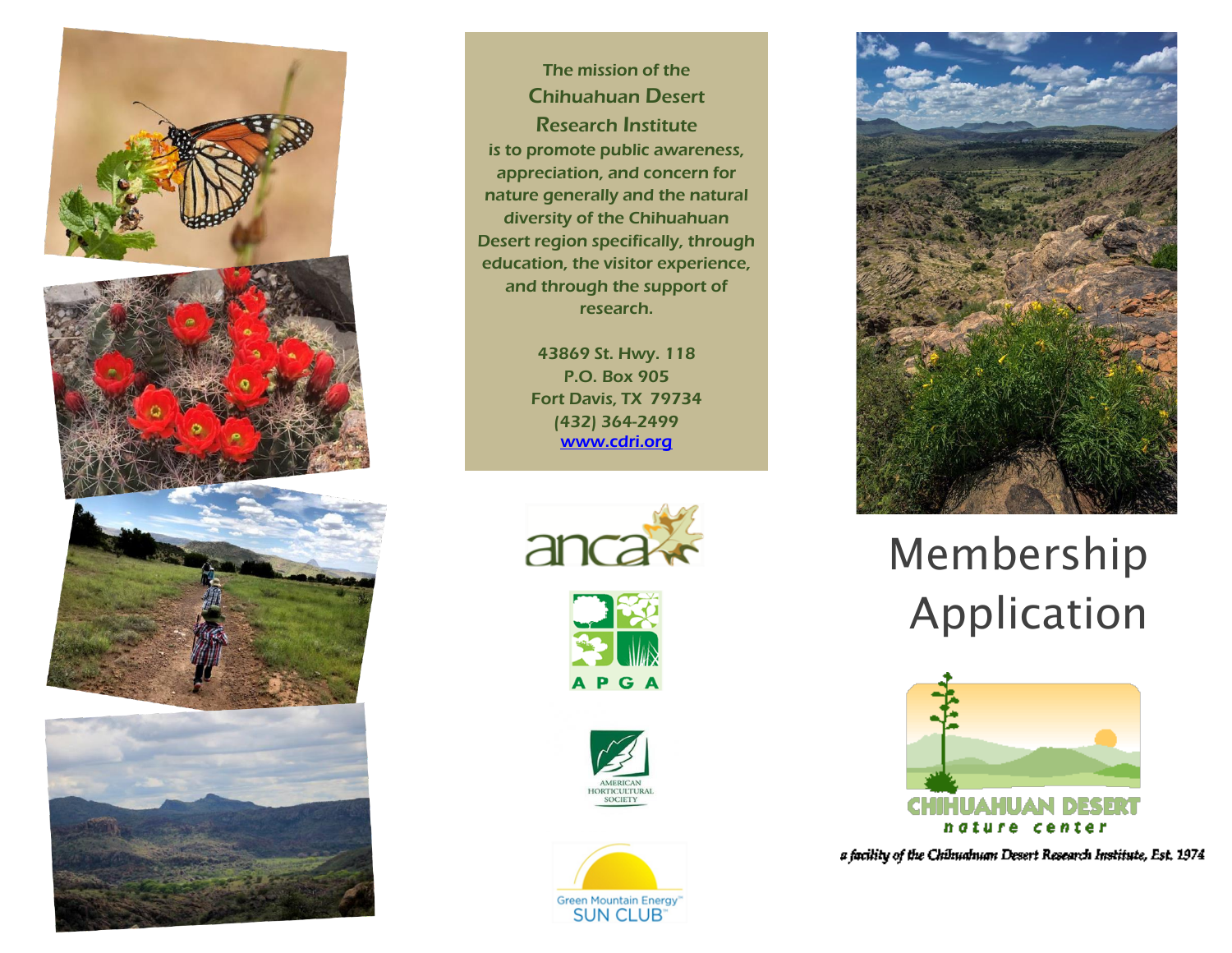The mission of the

Chihuahuan Desert Research Institute

is to promote public awareness, appreciation, and concern for nature generally and the natural diversity of the Chihuahuan Desert region specifically, through education, the visitor experience, and through the support of research.

43869 St. Hwy. 118
P.O. Box 905
Fort Davis, TX 79734
(432) 364-2499
www.cdri.org

anca

APGA

AMERICAN HORTICULTURAL SOCIETY

Green Mountain Energy SUN CLUB

# Membership Application

CHIHUAHUAN DESERT nature center

*a facility of the Chihuahuan Desert Research Institute, Est. 1974*